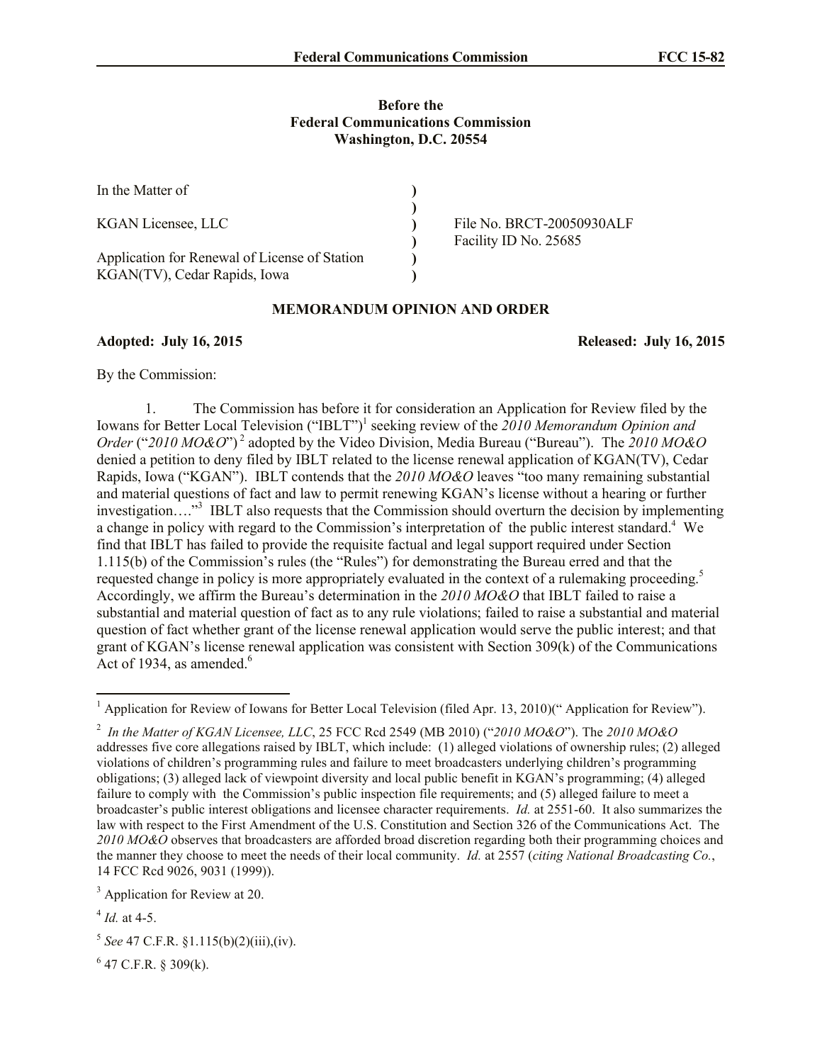**Before the**
**Federal Communications Commission**
**Washington, D.C. 20554**

| | | |
|---|---|---|
| In the Matter of | ) | |
| | ) | |
| KGAN Licensee, LLC | ) | File No. BRCT-20050930ALF |
| | ) | Facility ID No. 25685 |
| Application for Renewal of License of Station | ) | |
| KGAN(TV), Cedar Rapids, Iowa | ) | |

**MEMORANDUM OPINION AND ORDER**

**Adopted: July 16, 2015** **Released: July 16, 2015**

By the Commission:

1. The Commission has before it for consideration an Application for Review filed by the Iowans for Better Local Television ("IBLT")[1] seeking review of the *2010 Memorandum Opinion and Order* ("*2010 MO&O*")[2] adopted by the Video Division, Media Bureau ("Bureau"). The *2010 MO&O* denied a petition to deny filed by IBLT related to the license renewal application of KGAN(TV), Cedar Rapids, Iowa ("KGAN"). IBLT contends that the *2010 MO&O* leaves "too many remaining substantial and material questions of fact and law to permit renewing KGAN's license without a hearing or further investigation…."[3] IBLT also requests that the Commission should overturn the decision by implementing a change in policy with regard to the Commission's interpretation of the public interest standard.[4] We find that IBLT has failed to provide the requisite factual and legal support required under Section 1.115(b) of the Commission's rules (the "Rules") for demonstrating the Bureau erred and that the requested change in policy is more appropriately evaluated in the context of a rulemaking proceeding.[5] Accordingly, we affirm the Bureau's determination in the *2010 MO&O* that IBLT failed to raise a substantial and material question of fact as to any rule violations; failed to raise a substantial and material question of fact whether grant of the license renewal application would serve the public interest; and that grant of KGAN's license renewal application was consistent with Section 309(k) of the Communications Act of 1934, as amended.[6]

---

[1] Application for Review of Iowans for Better Local Television (filed Apr. 13, 2010)(" Application for Review").

[2] *In the Matter of KGAN Licensee, LLC*, 25 FCC Rcd 2549 (MB 2010) ("*2010 MO&O*"). The *2010 MO&O* addresses five core allegations raised by IBLT, which include: (1) alleged violations of ownership rules; (2) alleged violations of children's programming rules and failure to meet broadcasters underlying children's programming obligations; (3) alleged lack of viewpoint diversity and local public benefit in KGAN's programming; (4) alleged failure to comply with the Commission's public inspection file requirements; and (5) alleged failure to meet a broadcaster's public interest obligations and licensee character requirements. *Id.* at 2551-60. It also summarizes the law with respect to the First Amendment of the U.S. Constitution and Section 326 of the Communications Act. The *2010 MO&O* observes that broadcasters are afforded broad discretion regarding both their programming choices and the manner they choose to meet the needs of their local community. *Id.* at 2557 (*citing National Broadcasting Co.*, 14 FCC Rcd 9026, 9031 (1999)).

[3] Application for Review at 20.

[4] *Id.* at 4-5.

[5] *See* 47 C.F.R. §1.115(b)(2)(iii),(iv).

[6] 47 C.F.R. § 309(k).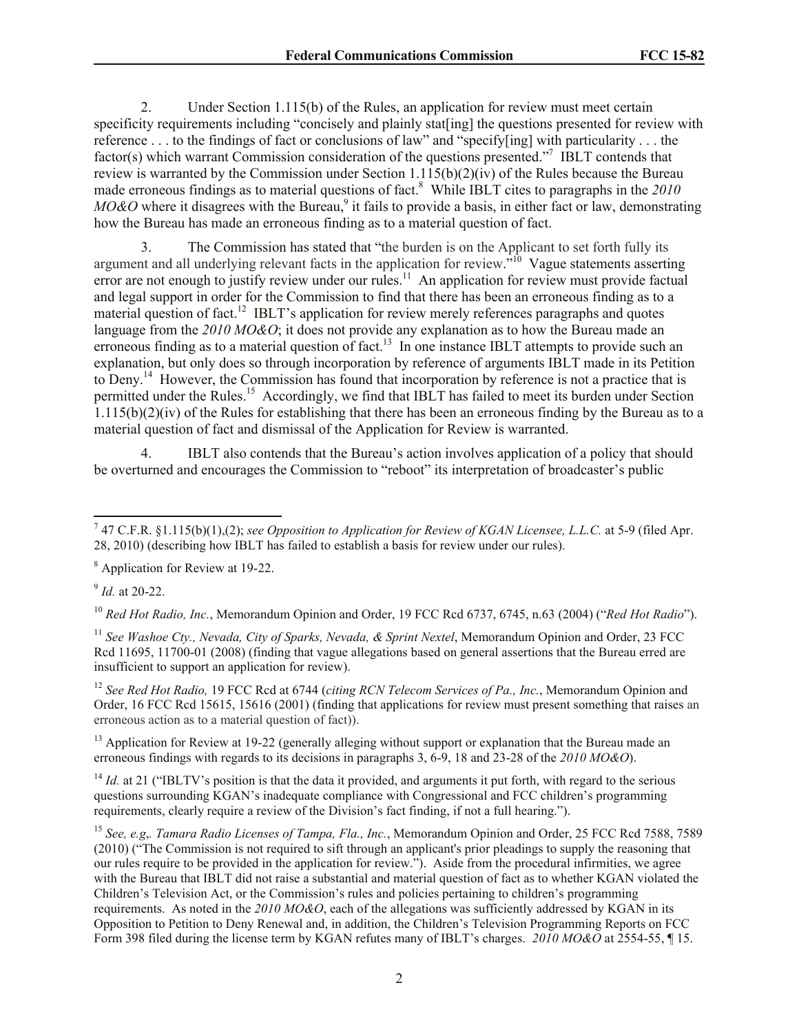2. Under Section 1.115(b) of the Rules, an application for review must meet certain specificity requirements including "concisely and plainly stat[ing] the questions presented for review with reference . . . to the findings of fact or conclusions of law" and "specify[ing] with particularity . . . the factor(s) which warrant Commission consideration of the questions presented."[7] IBLT contends that review is warranted by the Commission under Section 1.115(b)(2)(iv) of the Rules because the Bureau made erroneous findings as to material questions of fact.[8] While IBLT cites to paragraphs in the *2010 MO&O* where it disagrees with the Bureau,[9] it fails to provide a basis, in either fact or law, demonstrating how the Bureau has made an erroneous finding as to a material question of fact.

3. The Commission has stated that "the burden is on the Applicant to set forth fully its argument and all underlying relevant facts in the application for review."[10] Vague statements asserting error are not enough to justify review under our rules.[11] An application for review must provide factual and legal support in order for the Commission to find that there has been an erroneous finding as to a material question of fact.[12] IBLT's application for review merely references paragraphs and quotes language from the *2010 MO&O*; it does not provide any explanation as to how the Bureau made an erroneous finding as to a material question of fact.[13] In one instance IBLT attempts to provide such an explanation, but only does so through incorporation by reference of arguments IBLT made in its Petition to Deny.[14] However, the Commission has found that incorporation by reference is not a practice that is permitted under the Rules.[15] Accordingly, we find that IBLT has failed to meet its burden under Section 1.115(b)(2)(iv) of the Rules for establishing that there has been an erroneous finding by the Bureau as to a material question of fact and dismissal of the Application for Review is warranted.

4. IBLT also contends that the Bureau's action involves application of a policy that should be overturned and encourages the Commission to "reboot" its interpretation of broadcaster's public

---

[7] 47 C.F.R. §1.115(b)(1),(2); *see Opposition to Application for Review of KGAN Licensee, L.L.C.* at 5-9 (filed Apr. 28, 2010) (describing how IBLT has failed to establish a basis for review under our rules).

[8] Application for Review at 19-22.

[9] *Id.* at 20-22.

[10] *Red Hot Radio, Inc.*, Memorandum Opinion and Order, 19 FCC Rcd 6737, 6745, n.63 (2004) ("*Red Hot Radio*").

[11] *See Washoe Cty., Nevada, City of Sparks, Nevada, & Sprint Nextel*, Memorandum Opinion and Order, 23 FCC Rcd 11695, 11700-01 (2008) (finding that vague allegations based on general assertions that the Bureau erred are insufficient to support an application for review).

[12] *See Red Hot Radio,* 19 FCC Rcd at 6744 (*citing RCN Telecom Services of Pa., Inc.*, Memorandum Opinion and Order, 16 FCC Rcd 15615, 15616 (2001) (finding that applications for review must present something that raises an erroneous action as to a material question of fact)).

[13] Application for Review at 19-22 (generally alleging without support or explanation that the Bureau made an erroneous findings with regards to its decisions in paragraphs 3, 6-9, 18 and 23-28 of the *2010 MO&O*).

[14] *Id.* at 21 ("IBLTV's position is that the data it provided, and arguments it put forth, with regard to the serious questions surrounding KGAN's inadequate compliance with Congressional and FCC children's programming requirements, clearly require a review of the Division's fact finding, if not a full hearing.").

[15] *See, e.g,. Tamara Radio Licenses of Tampa, Fla., Inc.*, Memorandum Opinion and Order, 25 FCC Rcd 7588, 7589 (2010) ("The Commission is not required to sift through an applicant's prior pleadings to supply the reasoning that our rules require to be provided in the application for review."). Aside from the procedural infirmities, we agree with the Bureau that IBLT did not raise a substantial and material question of fact as to whether KGAN violated the Children's Television Act, or the Commission's rules and policies pertaining to children's programming requirements. As noted in the *2010 MO&O*, each of the allegations was sufficiently addressed by KGAN in its Opposition to Petition to Deny Renewal and, in addition, the Children's Television Programming Reports on FCC Form 398 filed during the license term by KGAN refutes many of IBLT's charges. *2010 MO&O* at 2554-55, ¶ 15.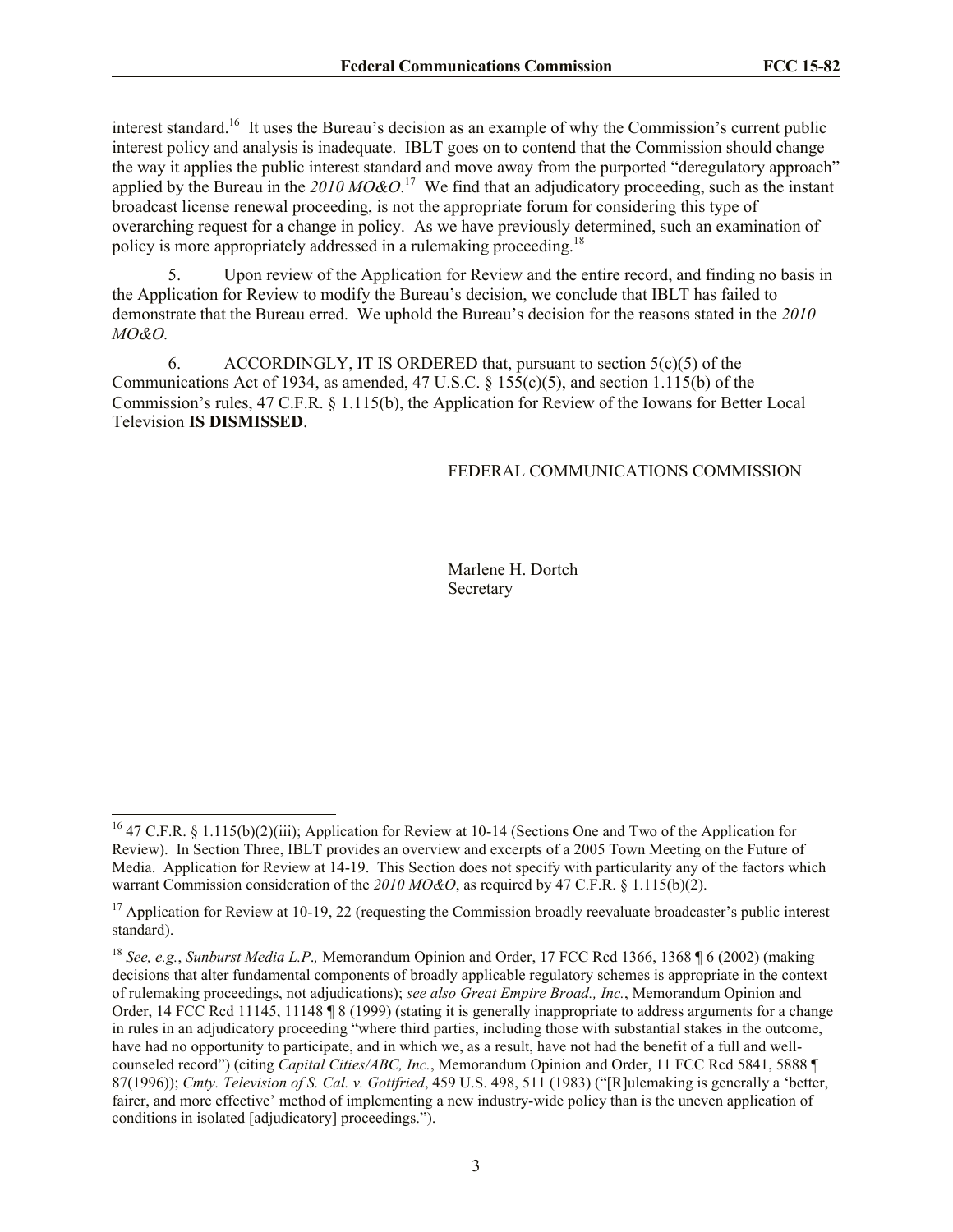interest standard.[16] It uses the Bureau's decision as an example of why the Commission's current public interest policy and analysis is inadequate. IBLT goes on to contend that the Commission should change the way it applies the public interest standard and move away from the purported "deregulatory approach" applied by the Bureau in the *2010 MO&O*.[17] We find that an adjudicatory proceeding, such as the instant broadcast license renewal proceeding, is not the appropriate forum for considering this type of overarching request for a change in policy. As we have previously determined, such an examination of policy is more appropriately addressed in a rulemaking proceeding.[18]

5. Upon review of the Application for Review and the entire record, and finding no basis in the Application for Review to modify the Bureau's decision, we conclude that IBLT has failed to demonstrate that the Bureau erred. We uphold the Bureau's decision for the reasons stated in the *2010 MO&O.*

6. ACCORDINGLY, IT IS ORDERED that, pursuant to section 5(c)(5) of the Communications Act of 1934, as amended, 47 U.S.C. § 155(c)(5), and section 1.115(b) of the Commission's rules, 47 C.F.R. § 1.115(b), the Application for Review of the Iowans for Better Local Television **IS DISMISSED**.

FEDERAL COMMUNICATIONS COMMISSION

Marlene H. Dortch
Secretary

---

[16] 47 C.F.R. § 1.115(b)(2)(iii); Application for Review at 10-14 (Sections One and Two of the Application for Review). In Section Three, IBLT provides an overview and excerpts of a 2005 Town Meeting on the Future of Media. Application for Review at 14-19. This Section does not specify with particularity any of the factors which warrant Commission consideration of the *2010 MO&O*, as required by 47 C.F.R. § 1.115(b)(2).

[17] Application for Review at 10-19, 22 (requesting the Commission broadly reevaluate broadcaster's public interest standard).

[18] *See, e.g.*, *Sunburst Media L.P.,* Memorandum Opinion and Order, 17 FCC Rcd 1366, 1368 ¶ 6 (2002) (making decisions that alter fundamental components of broadly applicable regulatory schemes is appropriate in the context of rulemaking proceedings, not adjudications); *see also Great Empire Broad., Inc.*, Memorandum Opinion and Order, 14 FCC Rcd 11145, 11148 ¶ 8 (1999) (stating it is generally inappropriate to address arguments for a change in rules in an adjudicatory proceeding "where third parties, including those with substantial stakes in the outcome, have had no opportunity to participate, and in which we, as a result, have not had the benefit of a full and well-counseled record") (citing *Capital Cities/ABC, Inc.*, Memorandum Opinion and Order, 11 FCC Rcd 5841, 5888 ¶ 87(1996)); *Cmty. Television of S. Cal. v. Gottfried*, 459 U.S. 498, 511 (1983) ("[R]ulemaking is generally a 'better, fairer, and more effective' method of implementing a new industry-wide policy than is the uneven application of conditions in isolated [adjudicatory] proceedings.").